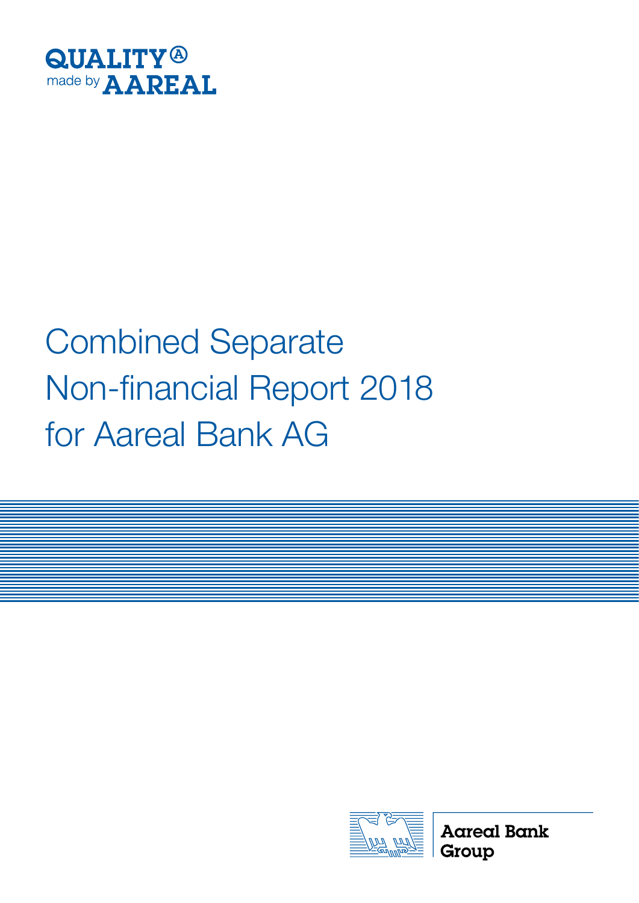QUALITY® made by AAREAL

# Combined Separate Non-financial Report 2018 for Aareal Bank AG

Aareal Bank Group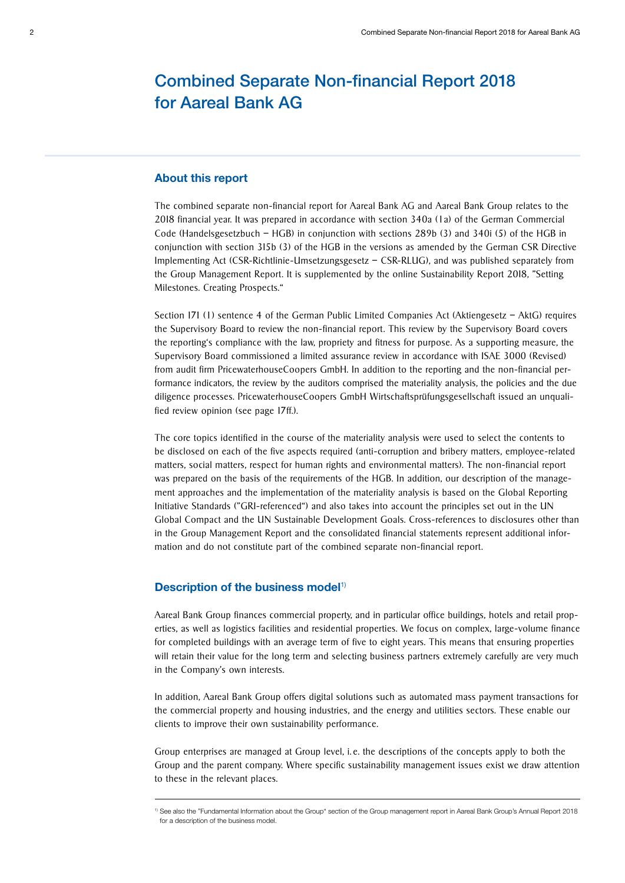# Combined Separate Non-financial Report 2018 for Aareal Bank AG

## About this report

The combined separate non-financial report for Aareal Bank AG and Aareal Bank Group relates to the 2018 financial year. It was prepared in accordance with section 340a (1a) of the German Commercial Code (Handelsgesetzbuch – HGB) in conjunction with sections 289b (3) and 340i (5) of the HGB in conjunction with section 315b (3) of the HGB in the versions as amended by the German CSR Directive Implementing Act (CSR-Richtlinie-Umsetzungsgesetz – CSR-RLUG), and was published separately from the Group Management Report. It is supplemented by the online Sustainability Report 2018, "Setting Milestones. Creating Prospects."

Section 171 (1) sentence 4 of the German Public Limited Companies Act (Aktiengesetz – AktG) requires the Supervisory Board to review the non-financial report. This review by the Supervisory Board covers the reporting's compliance with the law, propriety and fitness for purpose. As a supporting measure, the Supervisory Board commissioned a limited assurance review in accordance with ISAE 3000 (Revised) from audit firm PricewaterhouseCoopers GmbH. In addition to the reporting and the non-financial performance indicators, the review by the auditors comprised the materiality analysis, the policies and the due diligence processes. PricewaterhouseCoopers GmbH Wirtschaftsprüfungsgesellschaft issued an unqualified review opinion (see page 17ff.).

The core topics identified in the course of the materiality analysis were used to select the contents to be disclosed on each of the five aspects required (anti-corruption and bribery matters, employee-related matters, social matters, respect for human rights and environmental matters). The non-financial report was prepared on the basis of the requirements of the HGB. In addition, our description of the management approaches and the implementation of the materiality analysis is based on the Global Reporting Initiative Standards ("GRI-referenced") and also takes into account the principles set out in the UN Global Compact and the UN Sustainable Development Goals. Cross-references to disclosures other than in the Group Management Report and the consolidated financial statements represent additional information and do not constitute part of the combined separate non-financial report.

## Description of the business model[1]

Aareal Bank Group finances commercial property, and in particular office buildings, hotels and retail properties, as well as logistics facilities and residential properties. We focus on complex, large-volume finance for completed buildings with an average term of five to eight years. This means that ensuring properties will retain their value for the long term and selecting business partners extremely carefully are very much in the Company's own interests.

In addition, Aareal Bank Group offers digital solutions such as automated mass payment transactions for the commercial property and housing industries, and the energy and utilities sectors. These enable our clients to improve their own sustainability performance.

Group enterprises are managed at Group level, i.e. the descriptions of the concepts apply to both the Group and the parent company. Where specific sustainability management issues exist we draw attention to these in the relevant places.

[1] See also the "Fundamental Information about the Group" section of the Group management report in Aareal Bank Group's Annual Report 2018 for a description of the business model.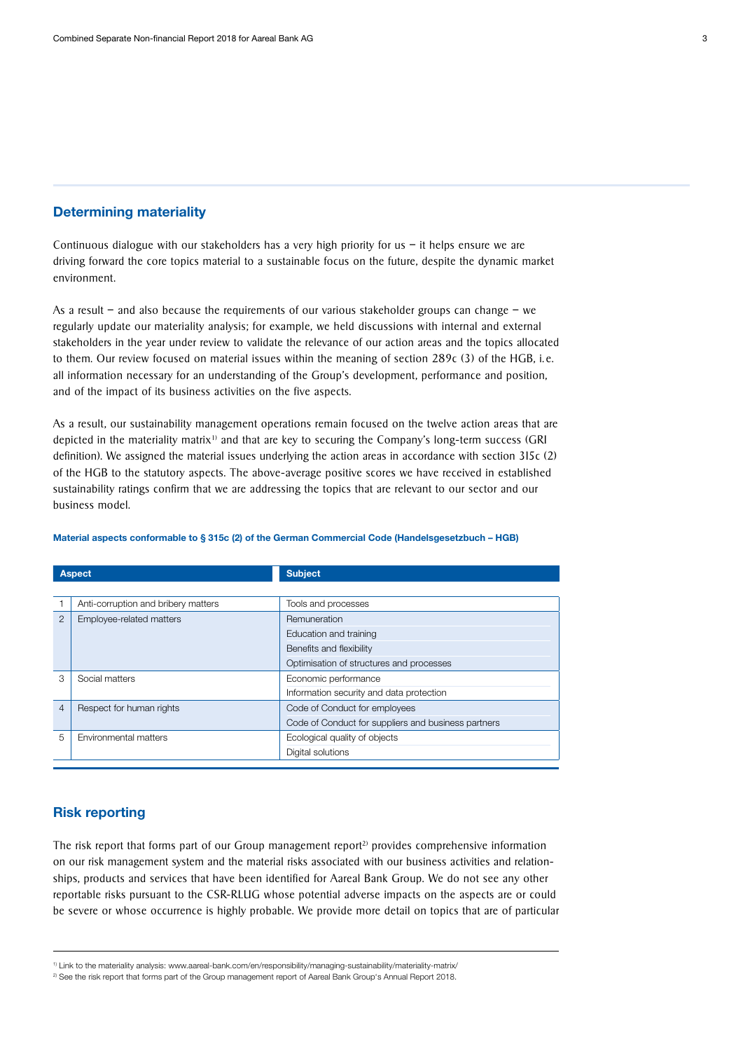## Determining materiality

Continuous dialogue with our stakeholders has a very high priority for us – it helps ensure we are driving forward the core topics material to a sustainable focus on the future, despite the dynamic market environment.

As a result – and also because the requirements of our various stakeholder groups can change – we regularly update our materiality analysis; for example, we held discussions with internal and external stakeholders in the year under review to validate the relevance of our action areas and the topics allocated to them. Our review focused on material issues within the meaning of section 289c (3) of the HGB, i.e. all information necessary for an understanding of the Group's development, performance and position, and of the impact of its business activities on the five aspects.

As a result, our sustainability management operations remain focused on the twelve action areas that are depicted in the materiality matrix[1] and that are key to securing the Company's long-term success (GRI definition). We assigned the material issues underlying the action areas in accordance with section 315c (2) of the HGB to the statutory aspects. The above-average positive scores we have received in established sustainability ratings confirm that we are addressing the topics that are relevant to our sector and our business model.

**Material aspects conformable to § 315c (2) of the German Commercial Code (Handelsgesetzbuch – HGB)**

| | Aspect | Subject |
|---|---|---|
| 1 | Anti-corruption and bribery matters | Tools and processes |
| 2 | Employee-related matters | Remuneration |
| | | Education and training |
| | | Benefits and flexibility |
| | | Optimisation of structures and processes |
| 3 | Social matters | Economic performance |
| | | Information security and data protection |
| 4 | Respect for human rights | Code of Conduct for employees |
| | | Code of Conduct for suppliers and business partners |
| 5 | Environmental matters | Ecological quality of objects |
| | | Digital solutions |

## Risk reporting

The risk report that forms part of our Group management report[2] provides comprehensive information on our risk management system and the material risks associated with our business activities and relationships, products and services that have been identified for Aareal Bank Group. We do not see any other reportable risks pursuant to the CSR-RLUG whose potential adverse impacts on the aspects are or could be severe or whose occurrence is highly probable. We provide more detail on topics that are of particular

[1] Link to the materiality analysis: www.aareal-bank.com/en/responsibility/managing-sustainability/materiality-matrix/

[2] See the risk report that forms part of the Group management report of Aareal Bank Group's Annual Report 2018.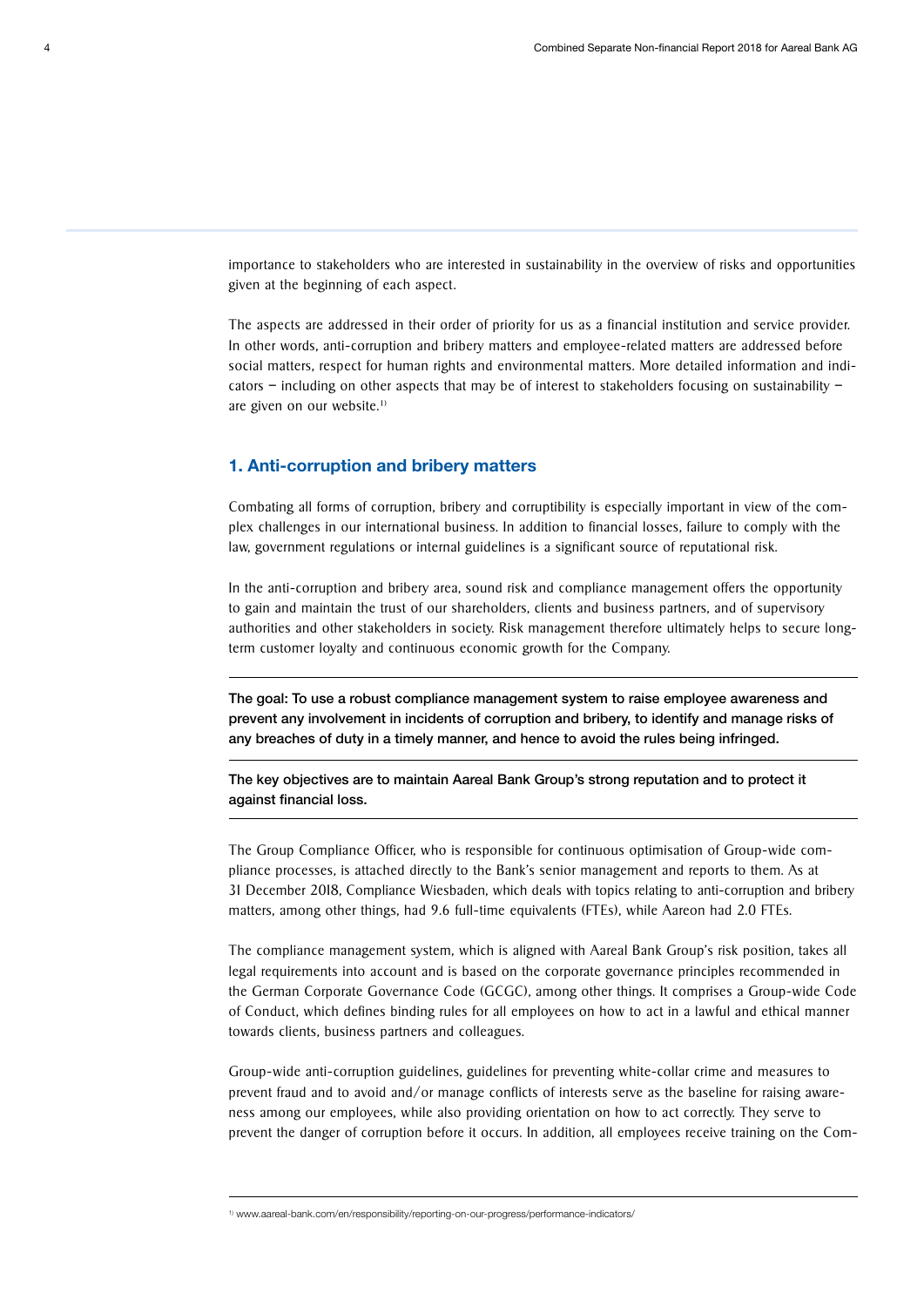importance to stakeholders who are interested in sustainability in the overview of risks and opportunities given at the beginning of each aspect.

The aspects are addressed in their order of priority for us as a financial institution and service provider. In other words, anti-corruption and bribery matters and employee-related matters are addressed before social matters, respect for human rights and environmental matters. More detailed information and indicators – including on other aspects that may be of interest to stakeholders focusing on sustainability – are given on our website.[1)]

## 1. Anti-corruption and bribery matters

Combating all forms of corruption, bribery and corruptibility is especially important in view of the complex challenges in our international business. In addition to financial losses, failure to comply with the law, government regulations or internal guidelines is a significant source of reputational risk.

In the anti-corruption and bribery area, sound risk and compliance management offers the opportunity to gain and maintain the trust of our shareholders, clients and business partners, and of supervisory authorities and other stakeholders in society. Risk management therefore ultimately helps to secure long-term customer loyalty and continuous economic growth for the Company.

**The goal: To use a robust compliance management system to raise employee awareness and prevent any involvement in incidents of corruption and bribery, to identify and manage risks of any breaches of duty in a timely manner, and hence to avoid the rules being infringed.**

**The key objectives are to maintain Aareal Bank Group's strong reputation and to protect it against financial loss.**

The Group Compliance Officer, who is responsible for continuous optimisation of Group-wide compliance processes, is attached directly to the Bank's senior management and reports to them. As at 31 December 2018, Compliance Wiesbaden, which deals with topics relating to anti-corruption and bribery matters, among other things, had 9.6 full-time equivalents (FTEs), while Aareon had 2.0 FTEs.

The compliance management system, which is aligned with Aareal Bank Group's risk position, takes all legal requirements into account and is based on the corporate governance principles recommended in the German Corporate Governance Code (GCGC), among other things. It comprises a Group-wide Code of Conduct, which defines binding rules for all employees on how to act in a lawful and ethical manner towards clients, business partners and colleagues.

Group-wide anti-corruption guidelines, guidelines for preventing white-collar crime and measures to prevent fraud and to avoid and/or manage conflicts of interests serve as the baseline for raising awareness among our employees, while also providing orientation on how to act correctly. They serve to prevent the danger of corruption before it occurs. In addition, all employees receive training on the Com-

[1)] www.aareal-bank.com/en/responsibility/reporting-on-our-progress/performance-indicators/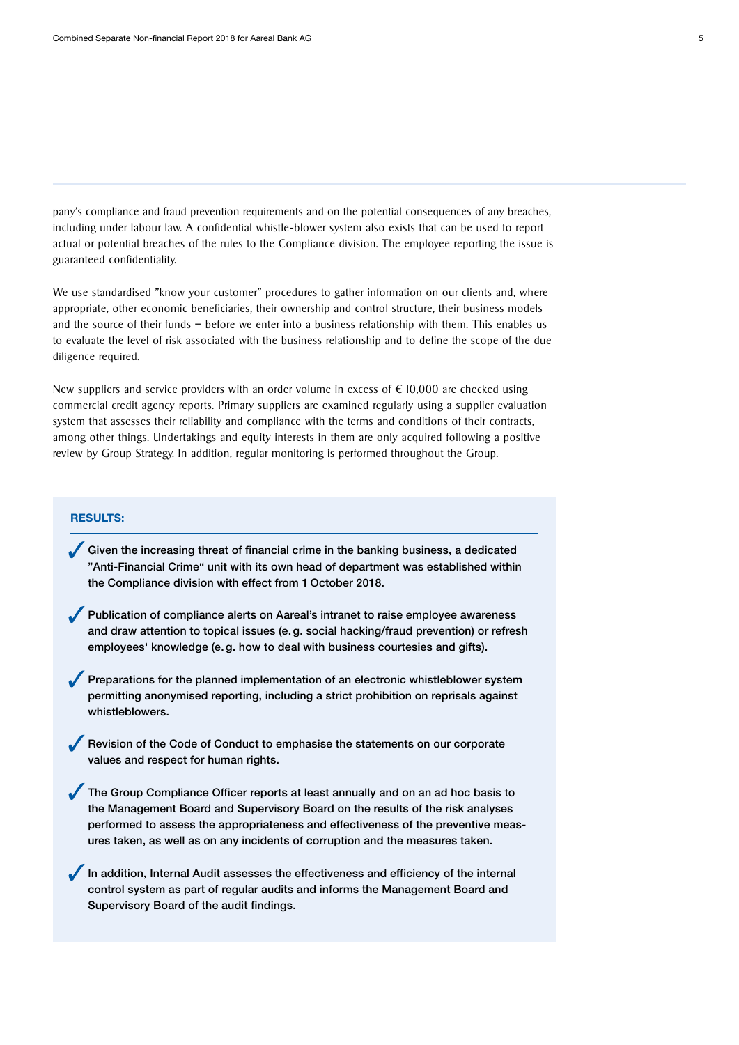pany's compliance and fraud prevention requirements and on the potential consequences of any breaches, including under labour law. A confidential whistle-blower system also exists that can be used to report actual or potential breaches of the rules to the Compliance division. The employee reporting the issue is guaranteed confidentiality.

We use standardised "know your customer" procedures to gather information on our clients and, where appropriate, other economic beneficiaries, their ownership and control structure, their business models and the source of their funds – before we enter into a business relationship with them. This enables us to evaluate the level of risk associated with the business relationship and to define the scope of the due diligence required.

New suppliers and service providers with an order volume in excess of € 10,000 are checked using commercial credit agency reports. Primary suppliers are examined regularly using a supplier evaluation system that assesses their reliability and compliance with the terms and conditions of their contracts, among other things. Undertakings and equity interests in them are only acquired following a positive review by Group Strategy. In addition, regular monitoring is performed throughout the Group.

**RESULTS:**

- ✓ **Given the increasing threat of financial crime in the banking business, a dedicated "Anti-Financial Crime" unit with its own head of department was established within the Compliance division with effect from 1 October 2018.**
- ✓ **Publication of compliance alerts on Aareal's intranet to raise employee awareness and draw attention to topical issues (e.g. social hacking/fraud prevention) or refresh employees' knowledge (e.g. how to deal with business courtesies and gifts).**
- ✓ **Preparations for the planned implementation of an electronic whistleblower system permitting anonymised reporting, including a strict prohibition on reprisals against whistleblowers.**
- ✓ **Revision of the Code of Conduct to emphasise the statements on our corporate values and respect for human rights.**
- ✓ **The Group Compliance Officer reports at least annually and on an ad hoc basis to the Management Board and Supervisory Board on the results of the risk analyses performed to assess the appropriateness and effectiveness of the preventive measures taken, as well as on any incidents of corruption and the measures taken.**
- ✓ **In addition, Internal Audit assesses the effectiveness and efficiency of the internal control system as part of regular audits and informs the Management Board and Supervisory Board of the audit findings.**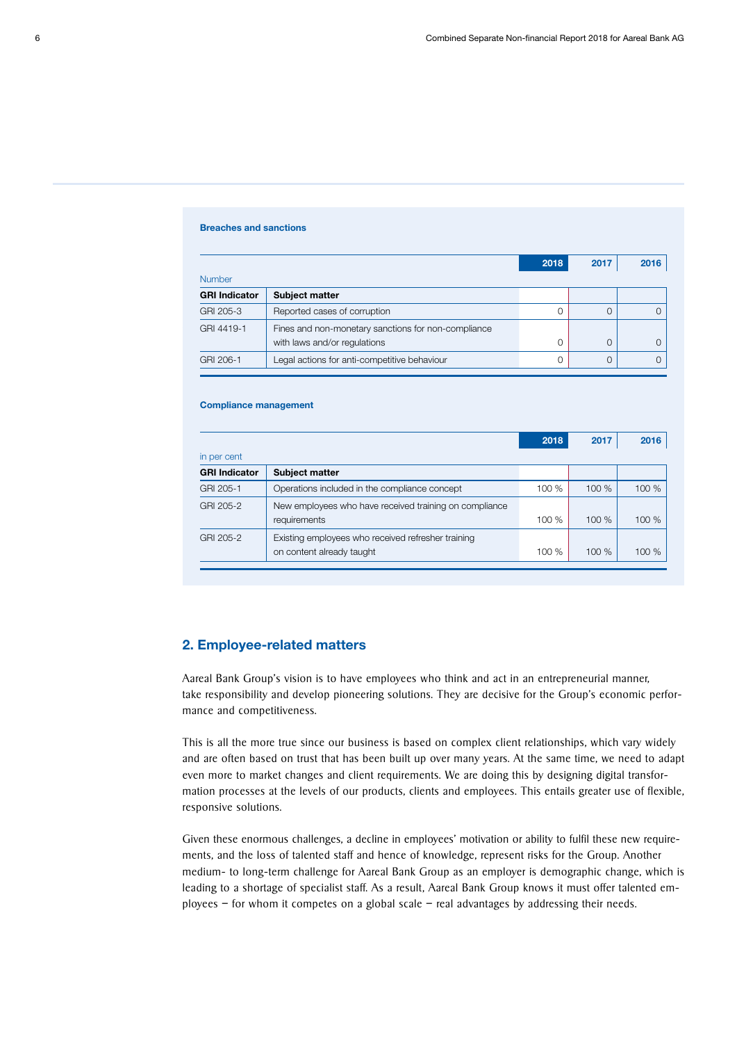**Breaches and sanctions**

| Number | | 2018 | 2017 | 2016 |
|---|---|---|---|---|
| **GRI Indicator** | **Subject matter** | | | |
| GRI 205-3 | Reported cases of corruption | 0 | 0 | 0 |
| GRI 4419-1 | Fines and non-monetary sanctions for non-compliance with laws and/or regulations | 0 | 0 | 0 |
| GRI 206-1 | Legal actions for anti-competitive behaviour | 0 | 0 | 0 |

**Compliance management**

| in per cent | | 2018 | 2017 | 2016 |
|---|---|---|---|---|
| **GRI Indicator** | **Subject matter** | | | |
| GRI 205-1 | Operations included in the compliance concept | 100 % | 100 % | 100 % |
| GRI 205-2 | New employees who have received training on compliance requirements | 100 % | 100 % | 100 % |
| GRI 205-2 | Existing employees who received refresher training on content already taught | 100 % | 100 % | 100 % |

## 2. Employee-related matters

Aareal Bank Group's vision is to have employees who think and act in an entrepreneurial manner, take responsibility and develop pioneering solutions. They are decisive for the Group's economic performance and competitiveness.

This is all the more true since our business is based on complex client relationships, which vary widely and are often based on trust that has been built up over many years. At the same time, we need to adapt even more to market changes and client requirements. We are doing this by designing digital transformation processes at the levels of our products, clients and employees. This entails greater use of flexible, responsive solutions.

Given these enormous challenges, a decline in employees' motivation or ability to fulfil these new requirements, and the loss of talented staff and hence of knowledge, represent risks for the Group. Another medium- to long-term challenge for Aareal Bank Group as an employer is demographic change, which is leading to a shortage of specialist staff. As a result, Aareal Bank Group knows it must offer talented employees – for whom it competes on a global scale – real advantages by addressing their needs.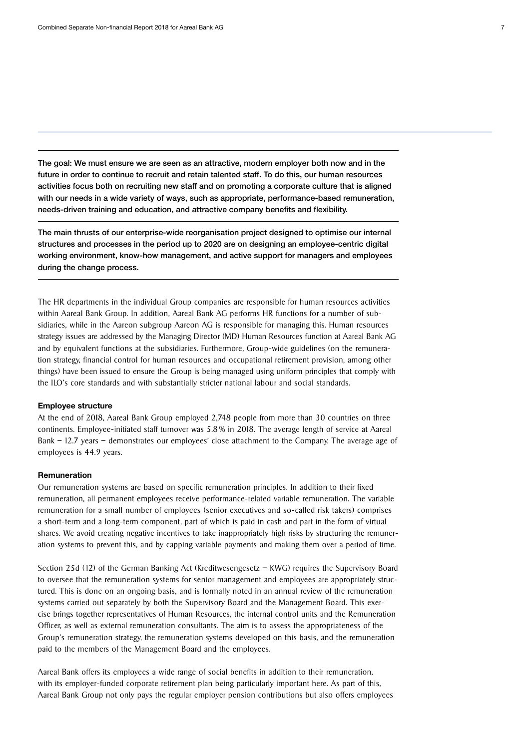**The goal: We must ensure we are seen as an attractive, modern employer both now and in the future in order to continue to recruit and retain talented staff. To do this, our human resources activities focus both on recruiting new staff and on promoting a corporate culture that is aligned with our needs in a wide variety of ways, such as appropriate, performance-based remuneration, needs-driven training and education, and attractive company benefits and flexibility.**

**The main thrusts of our enterprise-wide reorganisation project designed to optimise our internal structures and processes in the period up to 2020 are on designing an employee-centric digital working environment, know-how management, and active support for managers and employees during the change process.**

The HR departments in the individual Group companies are responsible for human resources activities within Aareal Bank Group. In addition, Aareal Bank AG performs HR functions for a number of subsidiaries, while in the Aareon subgroup Aareon AG is responsible for managing this. Human resources strategy issues are addressed by the Managing Director (MD) Human Resources function at Aareal Bank AG and by equivalent functions at the subsidiaries. Furthermore, Group-wide guidelines (on the remuneration strategy, financial control for human resources and occupational retirement provision, among other things) have been issued to ensure the Group is being managed using uniform principles that comply with the ILO's core standards and with substantially stricter national labour and social standards.

#### Employee structure

At the end of 2018, Aareal Bank Group employed 2,748 people from more than 30 countries on three continents. Employee-initiated staff turnover was 5.8% in 2018. The average length of service at Aareal Bank – 12.7 years – demonstrates our employees' close attachment to the Company. The average age of employees is 44.9 years.

#### Remuneration

Our remuneration systems are based on specific remuneration principles. In addition to their fixed remuneration, all permanent employees receive performance-related variable remuneration. The variable remuneration for a small number of employees (senior executives and so-called risk takers) comprises a short-term and a long-term component, part of which is paid in cash and part in the form of virtual shares. We avoid creating negative incentives to take inappropriately high risks by structuring the remuneration systems to prevent this, and by capping variable payments and making them over a period of time.

Section 25d (12) of the German Banking Act (Kreditwesengesetz – KWG) requires the Supervisory Board to oversee that the remuneration systems for senior management and employees are appropriately structured. This is done on an ongoing basis, and is formally noted in an annual review of the remuneration systems carried out separately by both the Supervisory Board and the Management Board. This exercise brings together representatives of Human Resources, the internal control units and the Remuneration Officer, as well as external remuneration consultants. The aim is to assess the appropriateness of the Group's remuneration strategy, the remuneration systems developed on this basis, and the remuneration paid to the members of the Management Board and the employees.

Aareal Bank offers its employees a wide range of social benefits in addition to their remuneration, with its employer-funded corporate retirement plan being particularly important here. As part of this, Aareal Bank Group not only pays the regular employer pension contributions but also offers employees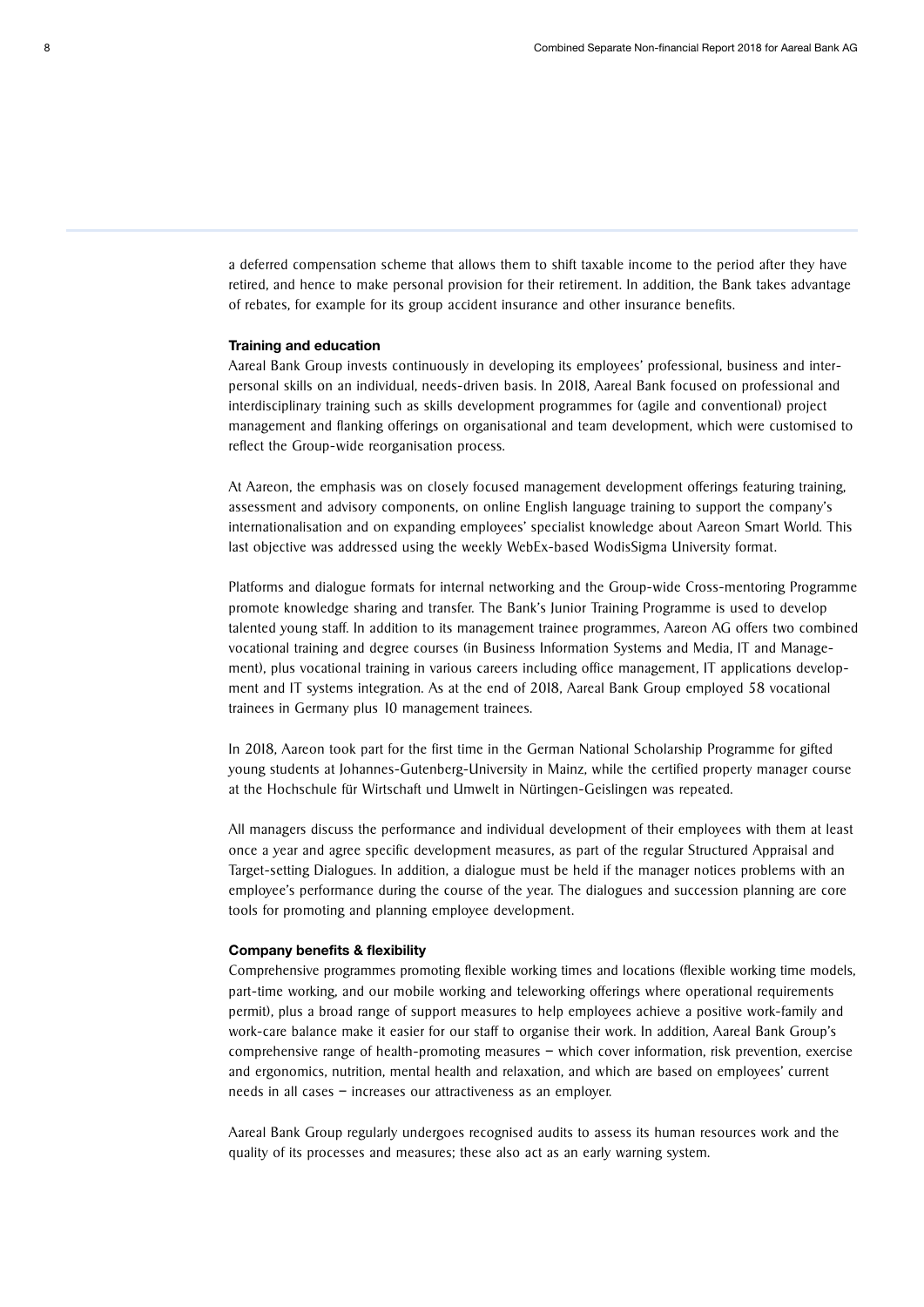a deferred compensation scheme that allows them to shift taxable income to the period after they have retired, and hence to make personal provision for their retirement. In addition, the Bank takes advantage of rebates, for example for its group accident insurance and other insurance benefits.

#### Training and education

Aareal Bank Group invests continuously in developing its employees' professional, business and interpersonal skills on an individual, needs-driven basis. In 2018, Aareal Bank focused on professional and interdisciplinary training such as skills development programmes for (agile and conventional) project management and flanking offerings on organisational and team development, which were customised to reflect the Group-wide reorganisation process.

At Aareon, the emphasis was on closely focused management development offerings featuring training, assessment and advisory components, on online English language training to support the company's internationalisation and on expanding employees' specialist knowledge about Aareon Smart World. This last objective was addressed using the weekly WebEx-based WodisSigma University format.

Platforms and dialogue formats for internal networking and the Group-wide Cross-mentoring Programme promote knowledge sharing and transfer. The Bank's Junior Training Programme is used to develop talented young staff. In addition to its management trainee programmes, Aareon AG offers two combined vocational training and degree courses (in Business Information Systems and Media, IT and Management), plus vocational training in various careers including office management, IT applications development and IT systems integration. As at the end of 2018, Aareal Bank Group employed 58 vocational trainees in Germany plus 10 management trainees.

In 2018, Aareon took part for the first time in the German National Scholarship Programme for gifted young students at Johannes-Gutenberg-University in Mainz, while the certified property manager course at the Hochschule für Wirtschaft und Umwelt in Nürtingen-Geislingen was repeated.

All managers discuss the performance and individual development of their employees with them at least once a year and agree specific development measures, as part of the regular Structured Appraisal and Target-setting Dialogues. In addition, a dialogue must be held if the manager notices problems with an employee's performance during the course of the year. The dialogues and succession planning are core tools for promoting and planning employee development.

#### Company benefits & flexibility

Comprehensive programmes promoting flexible working times and locations (flexible working time models, part-time working, and our mobile working and teleworking offerings where operational requirements permit), plus a broad range of support measures to help employees achieve a positive work-family and work-care balance make it easier for our staff to organise their work. In addition, Aareal Bank Group's comprehensive range of health-promoting measures – which cover information, risk prevention, exercise and ergonomics, nutrition, mental health and relaxation, and which are based on employees' current needs in all cases – increases our attractiveness as an employer.

Aareal Bank Group regularly undergoes recognised audits to assess its human resources work and the quality of its processes and measures; these also act as an early warning system.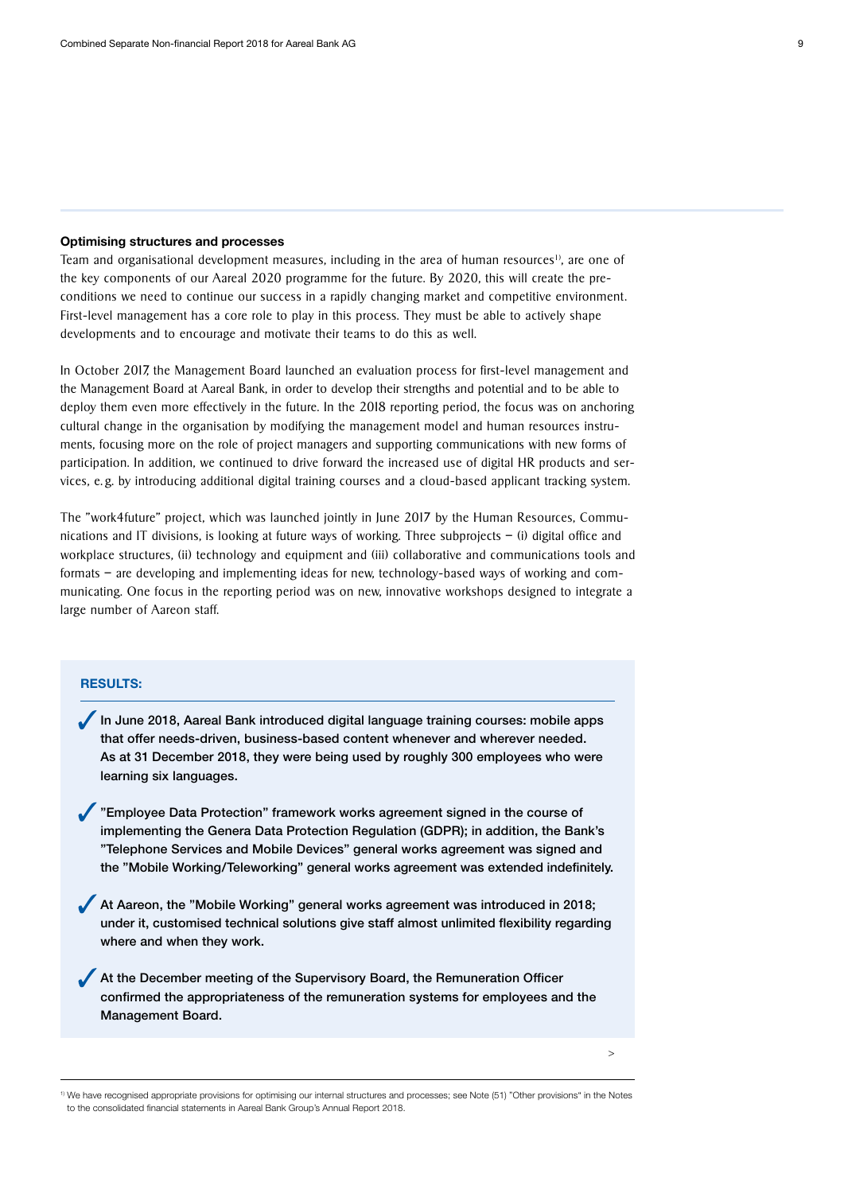### Optimising structures and processes

Team and organisational development measures, including in the area of human resources[1], are one of the key components of our Aareal 2020 programme for the future. By 2020, this will create the preconditions we need to continue our success in a rapidly changing market and competitive environment. First-level management has a core role to play in this process. They must be able to actively shape developments and to encourage and motivate their teams to do this as well.

In October 2017, the Management Board launched an evaluation process for first-level management and the Management Board at Aareal Bank, in order to develop their strengths and potential and to be able to deploy them even more effectively in the future. In the 2018 reporting period, the focus was on anchoring cultural change in the organisation by modifying the management model and human resources instruments, focusing more on the role of project managers and supporting communications with new forms of participation. In addition, we continued to drive forward the increased use of digital HR products and services, e. g. by introducing additional digital training courses and a cloud-based applicant tracking system.

The "work4future" project, which was launched jointly in June 2017 by the Human Resources, Communications and IT divisions, is looking at future ways of working. Three subprojects – (i) digital office and workplace structures, (ii) technology and equipment and (iii) collaborative and communications tools and formats – are developing and implementing ideas for new, technology-based ways of working and communicating. One focus in the reporting period was on new, innovative workshops designed to integrate a large number of Aareon staff.

**RESULTS:**

- ✓ In June 2018, Aareal Bank introduced digital language training courses: mobile apps that offer needs-driven, business-based content whenever and wherever needed. As at 31 December 2018, they were being used by roughly 300 employees who were learning six languages.
- ✓ "Employee Data Protection" framework works agreement signed in the course of implementing the Genera Data Protection Regulation (GDPR); in addition, the Bank's "Telephone Services and Mobile Devices" general works agreement was signed and the "Mobile Working/Teleworking" general works agreement was extended indefinitely.
- ✓ At Aareon, the "Mobile Working" general works agreement was introduced in 2018; under it, customised technical solutions give staff almost unlimited flexibility regarding where and when they work.
- ✓ At the December meeting of the Supervisory Board, the Remuneration Officer confirmed the appropriateness of the remuneration systems for employees and the Management Board.

>

[1] We have recognised appropriate provisions for optimising our internal structures and processes; see Note (51) "Other provisions" in the Notes to the consolidated financial statements in Aareal Bank Group's Annual Report 2018.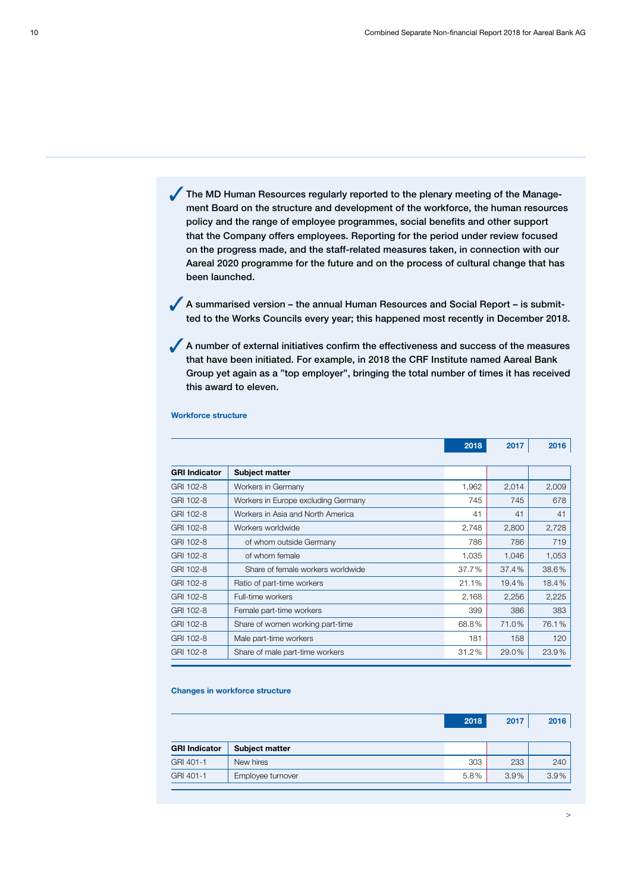- The MD Human Resources regularly reported to the plenary meeting of the Management Board on the structure and development of the workforce, the human resources policy and the range of employee programmes, social benefits and other support that the Company offers employees. Reporting for the period under review focused on the progress made, and the staff-related measures taken, in connection with our Aareal 2020 programme for the future and on the process of cultural change that has been launched.

- A summarised version – the annual Human Resources and Social Report – is submitted to the Works Councils every year; this happened most recently in December 2018.

- A number of external initiatives confirm the effectiveness and success of the measures that have been initiated. For example, in 2018 the CRF Institute named Aareal Bank Group yet again as a "top employer", bringing the total number of times it has received this award to eleven.

**Workforce structure**

| GRI Indicator | Subject matter | 2018 | 2017 | 2016 |
|---|---|---|---|---|
| GRI 102-8 | Workers in Germany | 1,962 | 2,014 | 2,009 |
| GRI 102-8 | Workers in Europe excluding Germany | 745 | 745 | 678 |
| GRI 102-8 | Workers in Asia and North America | 41 | 41 | 41 |
| GRI 102-8 | Workers worldwide | 2,748 | 2,800 | 2,728 |
| GRI 102-8 | of whom outside Germany | 786 | 786 | 719 |
| GRI 102-8 | of whom female | 1,035 | 1,046 | 1,053 |
| GRI 102-8 | Share of female workers worldwide | 37.7% | 37.4% | 38.6% |
| GRI 102-8 | Ratio of part-time workers | 21.1% | 19.4% | 18.4% |
| GRI 102-8 | Full-time workers | 2,168 | 2,256 | 2,225 |
| GRI 102-8 | Female part-time workers | 399 | 386 | 383 |
| GRI 102-8 | Share of women working part-time | 68.8% | 71.0% | 76.1% |
| GRI 102-8 | Male part-time workers | 181 | 158 | 120 |
| GRI 102-8 | Share of male part-time workers | 31.2% | 29.0% | 23.9% |

**Changes in workforce structure**

| GRI Indicator | Subject matter | 2018 | 2017 | 2016 |
|---|---|---|---|---|
| GRI 401-1 | New hires | 303 | 233 | 240 |
| GRI 401-1 | Employee turnover | 5.8% | 3.9% | 3.9% |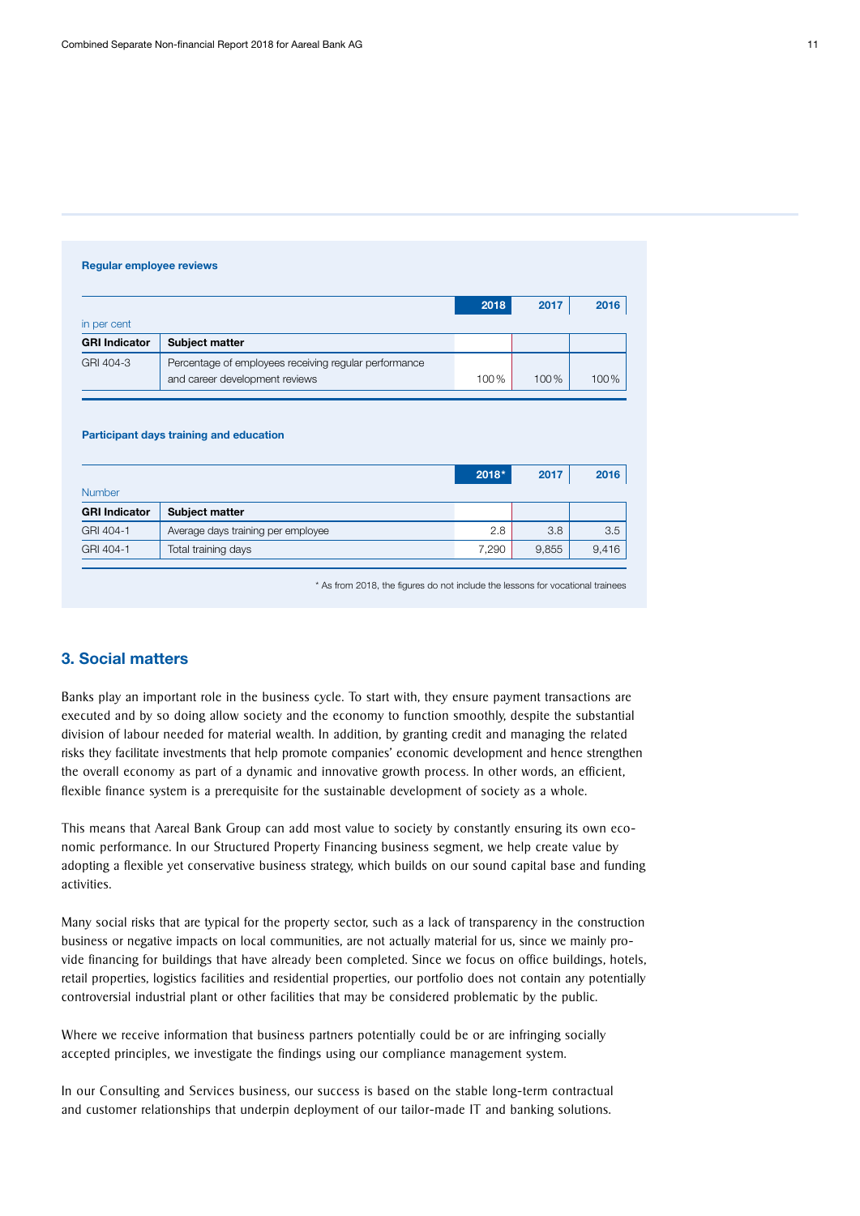**Regular employee reviews**

in per cent

| GRI Indicator | Subject matter | 2018 | 2017 | 2016 |
|---|---|---|---|---|
| GRI 404-3 | Percentage of employees receiving regular performance and career development reviews | 100% | 100% | 100% |

**Participant days training and education**

Number

| GRI Indicator | Subject matter | 2018* | 2017 | 2016 |
|---|---|---|---|---|
| GRI 404-1 | Average days training per employee | 2.8 | 3.8 | 3.5 |
| GRI 404-1 | Total training days | 7,290 | 9,855 | 9,416 |

\* As from 2018, the figures do not include the lessons for vocational trainees

## 3. Social matters

Banks play an important role in the business cycle. To start with, they ensure payment transactions are executed and by so doing allow society and the economy to function smoothly, despite the substantial division of labour needed for material wealth. In addition, by granting credit and managing the related risks they facilitate investments that help promote companies' economic development and hence strengthen the overall economy as part of a dynamic and innovative growth process. In other words, an efficient, flexible finance system is a prerequisite for the sustainable development of society as a whole.

This means that Aareal Bank Group can add most value to society by constantly ensuring its own economic performance. In our Structured Property Financing business segment, we help create value by adopting a flexible yet conservative business strategy, which builds on our sound capital base and funding activities.

Many social risks that are typical for the property sector, such as a lack of transparency in the construction business or negative impacts on local communities, are not actually material for us, since we mainly provide financing for buildings that have already been completed. Since we focus on office buildings, hotels, retail properties, logistics facilities and residential properties, our portfolio does not contain any potentially controversial industrial plant or other facilities that may be considered problematic by the public.

Where we receive information that business partners potentially could be or are infringing socially accepted principles, we investigate the findings using our compliance management system.

In our Consulting and Services business, our success is based on the stable long-term contractual and customer relationships that underpin deployment of our tailor-made IT and banking solutions.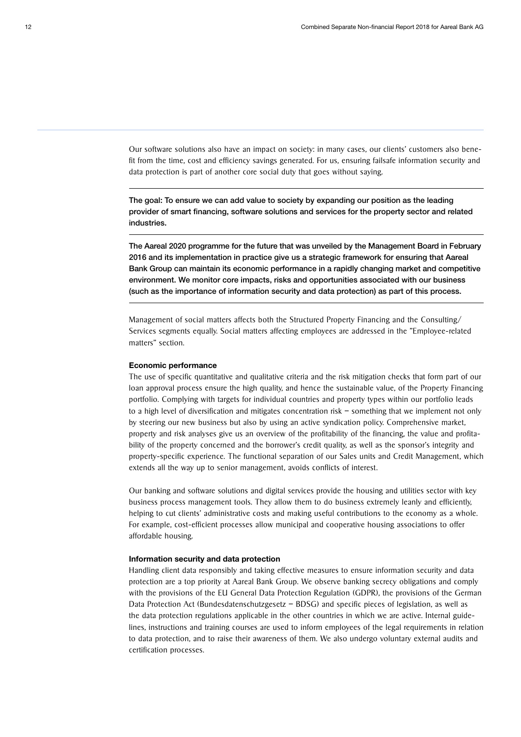Our software solutions also have an impact on society: in many cases, our clients' customers also benefit from the time, cost and efficiency savings generated. For us, ensuring failsafe information security and data protection is part of another core social duty that goes without saying.

---

**The goal: To ensure we can add value to society by expanding our position as the leading provider of smart financing, software solutions and services for the property sector and related industries.**

---

**The Aareal 2020 programme for the future that was unveiled by the Management Board in February 2016 and its implementation in practice give us a strategic framework for ensuring that Aareal Bank Group can maintain its economic performance in a rapidly changing market and competitive environment. We monitor core impacts, risks and opportunities associated with our business (such as the importance of information security and data protection) as part of this process.**

---

Management of social matters affects both the Structured Property Financing and the Consulting/Services segments equally. Social matters affecting employees are addressed in the "Employee-related matters" section.

#### Economic performance

The use of specific quantitative and qualitative criteria and the risk mitigation checks that form part of our loan approval process ensure the high quality, and hence the sustainable value, of the Property Financing portfolio. Complying with targets for individual countries and property types within our portfolio leads to a high level of diversification and mitigates concentration risk – something that we implement not only by steering our new business but also by using an active syndication policy. Comprehensive market, property and risk analyses give us an overview of the profitability of the financing, the value and profitability of the property concerned and the borrower's credit quality, as well as the sponsor's integrity and property-specific experience. The functional separation of our Sales units and Credit Management, which extends all the way up to senior management, avoids conflicts of interest.

Our banking and software solutions and digital services provide the housing and utilities sector with key business process management tools. They allow them to do business extremely leanly and efficiently, helping to cut clients' administrative costs and making useful contributions to the economy as a whole. For example, cost-efficient processes allow municipal and cooperative housing associations to offer affordable housing.

#### Information security and data protection

Handling client data responsibly and taking effective measures to ensure information security and data protection are a top priority at Aareal Bank Group. We observe banking secrecy obligations and comply with the provisions of the EU General Data Protection Regulation (GDPR), the provisions of the German Data Protection Act (Bundesdatenschutzgesetz – BDSG) and specific pieces of legislation, as well as the data protection regulations applicable in the other countries in which we are active. Internal guidelines, instructions and training courses are used to inform employees of the legal requirements in relation to data protection, and to raise their awareness of them. We also undergo voluntary external audits and certification processes.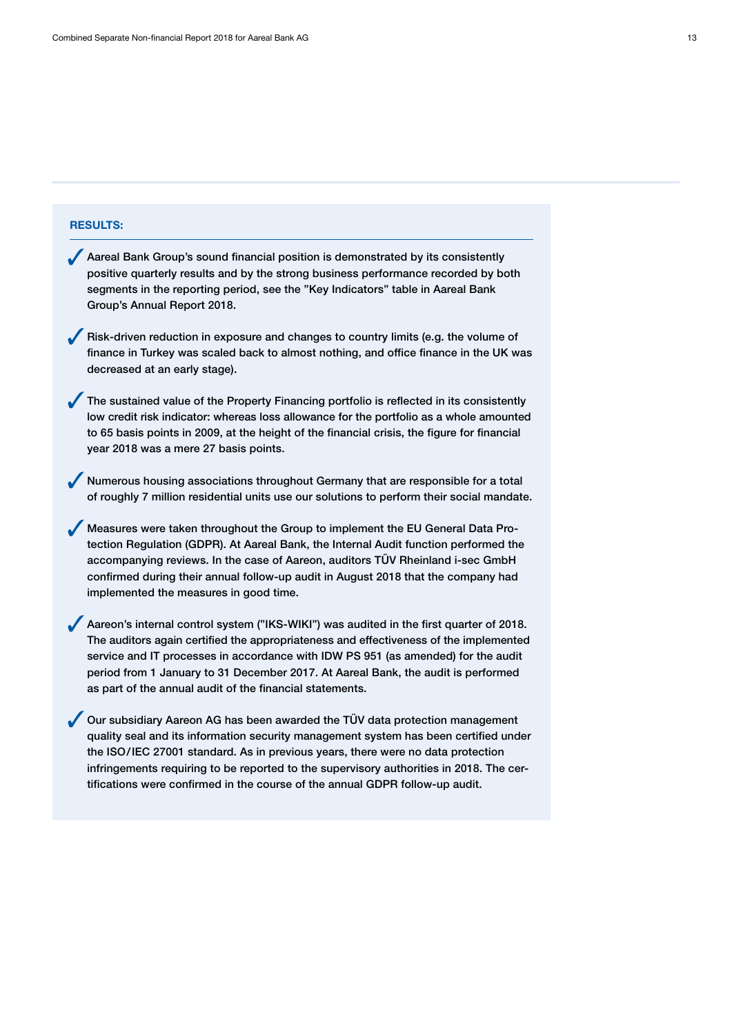**RESULTS:**

- ✓ Aareal Bank Group's sound financial position is demonstrated by its consistently positive quarterly results and by the strong business performance recorded by both segments in the reporting period, see the "Key Indicators" table in Aareal Bank Group's Annual Report 2018.

- ✓ Risk-driven reduction in exposure and changes to country limits (e.g. the volume of finance in Turkey was scaled back to almost nothing, and office finance in the UK was decreased at an early stage).

- ✓ The sustained value of the Property Financing portfolio is reflected in its consistently low credit risk indicator: whereas loss allowance for the portfolio as a whole amounted to 65 basis points in 2009, at the height of the financial crisis, the figure for financial year 2018 was a mere 27 basis points.

- ✓ Numerous housing associations throughout Germany that are responsible for a total of roughly 7 million residential units use our solutions to perform their social mandate.

- ✓ Measures were taken throughout the Group to implement the EU General Data Protection Regulation (GDPR). At Aareal Bank, the Internal Audit function performed the accompanying reviews. In the case of Aareon, auditors TÜV Rheinland i-sec GmbH confirmed during their annual follow-up audit in August 2018 that the company had implemented the measures in good time.

- ✓ Aareon's internal control system ("IKS-WIKI") was audited in the first quarter of 2018. The auditors again certified the appropriateness and effectiveness of the implemented service and IT processes in accordance with IDW PS 951 (as amended) for the audit period from 1 January to 31 December 2017. At Aareal Bank, the audit is performed as part of the annual audit of the financial statements.

- ✓ Our subsidiary Aareon AG has been awarded the TÜV data protection management quality seal and its information security management system has been certified under the ISO/IEC 27001 standard. As in previous years, there were no data protection infringements requiring to be reported to the supervisory authorities in 2018. The certifications were confirmed in the course of the annual GDPR follow-up audit.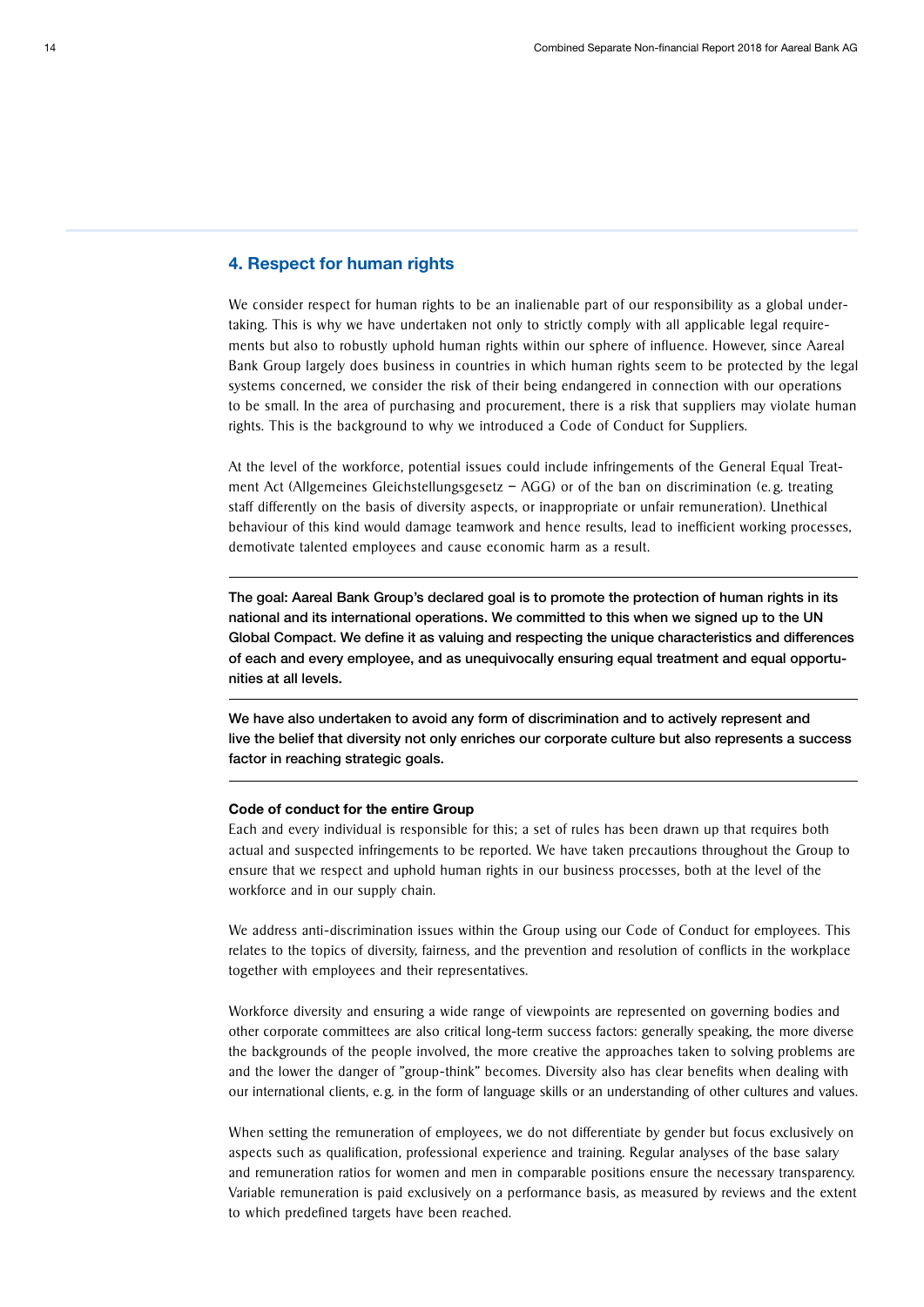## 4. Respect for human rights

We consider respect for human rights to be an inalienable part of our responsibility as a global undertaking. This is why we have undertaken not only to strictly comply with all applicable legal requirements but also to robustly uphold human rights within our sphere of influence. However, since Aareal Bank Group largely does business in countries in which human rights seem to be protected by the legal systems concerned, we consider the risk of their being endangered in connection with our operations to be small. In the area of purchasing and procurement, there is a risk that suppliers may violate human rights. This is the background to why we introduced a Code of Conduct for Suppliers.

At the level of the workforce, potential issues could include infringements of the General Equal Treatment Act (Allgemeines Gleichstellungsgesetz – AGG) or of the ban on discrimination (e.g. treating staff differently on the basis of diversity aspects, or inappropriate or unfair remuneration). Unethical behaviour of this kind would damage teamwork and hence results, lead to inefficient working processes, demotivate talented employees and cause economic harm as a result.

---

**The goal: Aareal Bank Group's declared goal is to promote the protection of human rights in its national and its international operations. We committed to this when we signed up to the UN Global Compact. We define it as valuing and respecting the unique characteristics and differences of each and every employee, and as unequivocally ensuring equal treatment and equal opportunities at all levels.**

---

**We have also undertaken to avoid any form of discrimination and to actively represent and live the belief that diversity not only enriches our corporate culture but also represents a success factor in reaching strategic goals.**

---

**Code of conduct for the entire Group**

Each and every individual is responsible for this; a set of rules has been drawn up that requires both actual and suspected infringements to be reported. We have taken precautions throughout the Group to ensure that we respect and uphold human rights in our business processes, both at the level of the workforce and in our supply chain.

We address anti-discrimination issues within the Group using our Code of Conduct for employees. This relates to the topics of diversity, fairness, and the prevention and resolution of conflicts in the workplace together with employees and their representatives.

Workforce diversity and ensuring a wide range of viewpoints are represented on governing bodies and other corporate committees are also critical long-term success factors: generally speaking, the more diverse the backgrounds of the people involved, the more creative the approaches taken to solving problems are and the lower the danger of "group-think" becomes. Diversity also has clear benefits when dealing with our international clients, e.g. in the form of language skills or an understanding of other cultures and values.

When setting the remuneration of employees, we do not differentiate by gender but focus exclusively on aspects such as qualification, professional experience and training. Regular analyses of the base salary and remuneration ratios for women and men in comparable positions ensure the necessary transparency. Variable remuneration is paid exclusively on a performance basis, as measured by reviews and the extent to which predefined targets have been reached.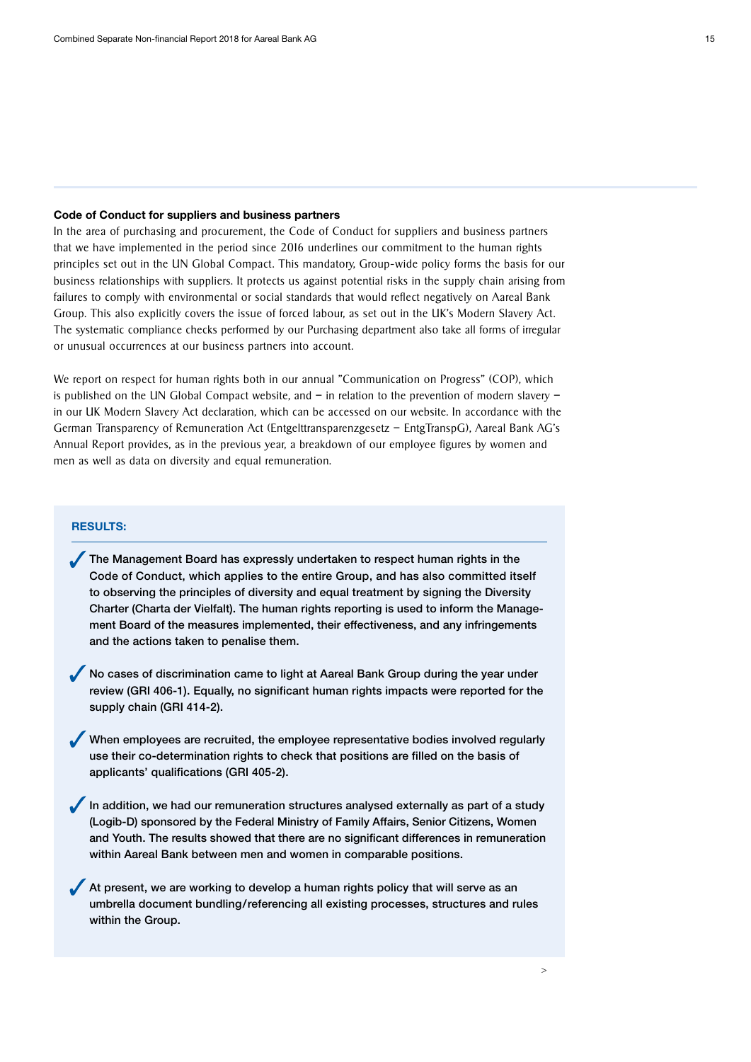### Code of Conduct for suppliers and business partners

In the area of purchasing and procurement, the Code of Conduct for suppliers and business partners that we have implemented in the period since 2016 underlines our commitment to the human rights principles set out in the UN Global Compact. This mandatory, Group-wide policy forms the basis for our business relationships with suppliers. It protects us against potential risks in the supply chain arising from failures to comply with environmental or social standards that would reflect negatively on Aareal Bank Group. This also explicitly covers the issue of forced labour, as set out in the UK's Modern Slavery Act. The systematic compliance checks performed by our Purchasing department also take all forms of irregular or unusual occurrences at our business partners into account.

We report on respect for human rights both in our annual "Communication on Progress" (COP), which is published on the UN Global Compact website, and – in relation to the prevention of modern slavery – in our UK Modern Slavery Act declaration, which can be accessed on our website. In accordance with the German Transparency of Remuneration Act (Entgelttransparenzgesetz – EntgTranspG), Aareal Bank AG's Annual Report provides, as in the previous year, a breakdown of our employee figures by women and men as well as data on diversity and equal remuneration.

**RESULTS:**

- ✓ The Management Board has expressly undertaken to respect human rights in the Code of Conduct, which applies to the entire Group, and has also committed itself to observing the principles of diversity and equal treatment by signing the Diversity Charter (Charta der Vielfalt). The human rights reporting is used to inform the Management Board of the measures implemented, their effectiveness, and any infringements and the actions taken to penalise them.
- ✓ No cases of discrimination came to light at Aareal Bank Group during the year under review (GRI 406-1). Equally, no significant human rights impacts were reported for the supply chain (GRI 414-2).
- ✓ When employees are recruited, the employee representative bodies involved regularly use their co-determination rights to check that positions are filled on the basis of applicants' qualifications (GRI 405-2).
- ✓ In addition, we had our remuneration structures analysed externally as part of a study (Logib-D) sponsored by the Federal Ministry of Family Affairs, Senior Citizens, Women and Youth. The results showed that there are no significant differences in remuneration within Aareal Bank between men and women in comparable positions.
- ✓ At present, we are working to develop a human rights policy that will serve as an umbrella document bundling/referencing all existing processes, structures and rules within the Group.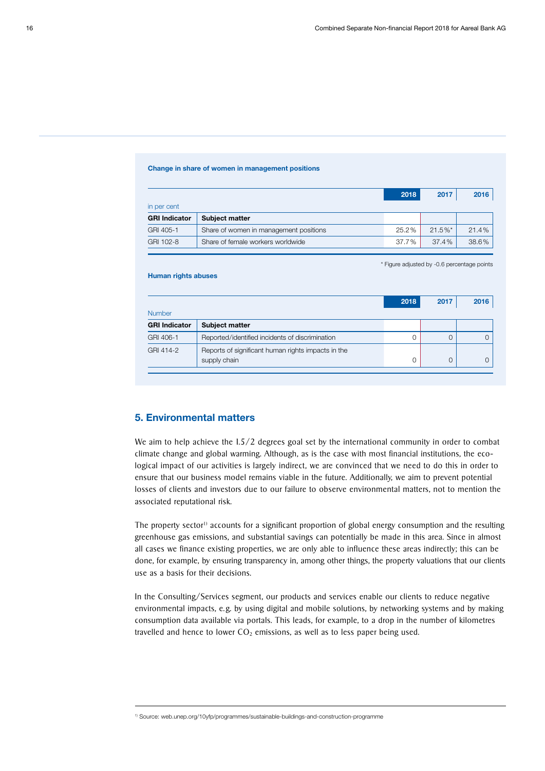**Change in share of women in management positions**

| in per cent | | 2018 | 2017 | 2016 |
|---|---|---|---|---|
| **GRI Indicator** | **Subject matter** | | | |
| GRI 405-1 | Share of women in management positions | 25.2% | 21.5%* | 21.4% |
| GRI 102-8 | Share of female workers worldwide | 37.7% | 37.4% | 38.6% |

\* Figure adjusted by -0.6 percentage points

**Human rights abuses**

| Number | | 2018 | 2017 | 2016 |
|---|---|---|---|---|
| **GRI Indicator** | **Subject matter** | | | |
| GRI 406-1 | Reported/identified incidents of discrimination | 0 | 0 | 0 |
| GRI 414-2 | Reports of significant human rights impacts in the supply chain | 0 | 0 | 0 |

## 5. Environmental matters

We aim to help achieve the 1.5/2 degrees goal set by the international community in order to combat climate change and global warming. Although, as is the case with most financial institutions, the ecological impact of our activities is largely indirect, we are convinced that we need to do this in order to ensure that our business model remains viable in the future. Additionally, we aim to prevent potential losses of clients and investors due to our failure to observe environmental matters, not to mention the associated reputational risk.

The property sector[1] accounts for a significant proportion of global energy consumption and the resulting greenhouse gas emissions, and substantial savings can potentially be made in this area. Since in almost all cases we finance existing properties, we are only able to influence these areas indirectly; this can be done, for example, by ensuring transparency in, among other things, the property valuations that our clients use as a basis for their decisions.

In the Consulting/Services segment, our products and services enable our clients to reduce negative environmental impacts, e.g. by using digital and mobile solutions, by networking systems and by making consumption data available via portals. This leads, for example, to a drop in the number of kilometres travelled and hence to lower $CO_2$ emissions, as well as to less paper being used.

[1] Source: web.unep.org/10yfp/programmes/sustainable-buildings-and-construction-programme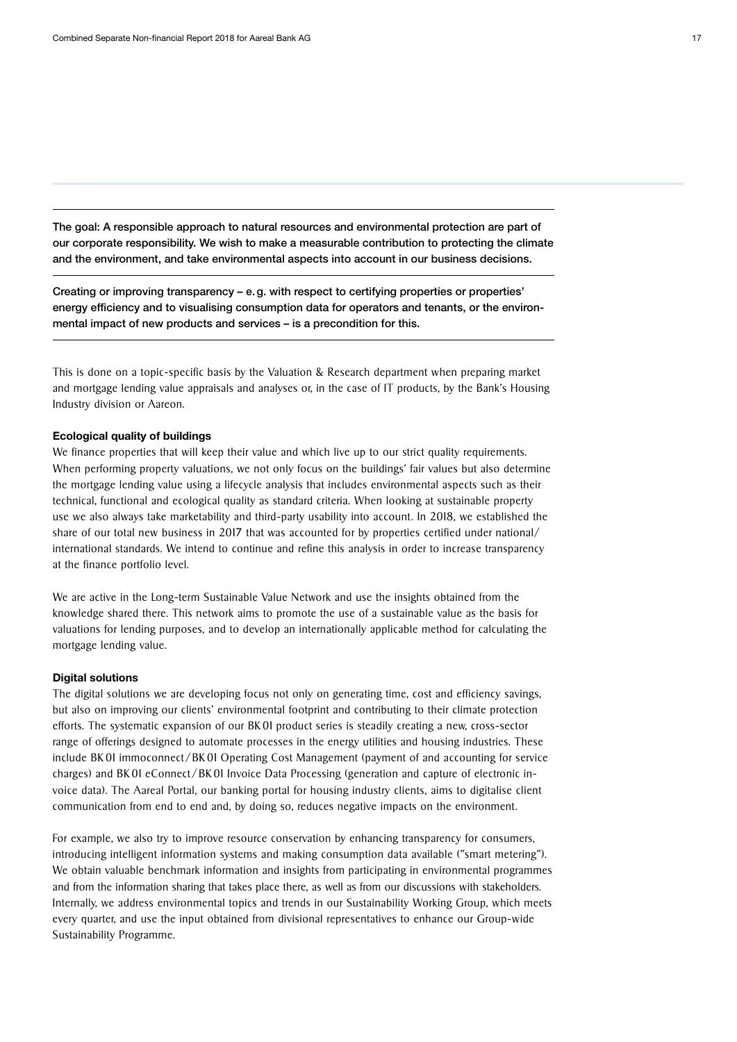**The goal: A responsible approach to natural resources and environmental protection are part of our corporate responsibility. We wish to make a measurable contribution to protecting the climate and the environment, and take environmental aspects into account in our business decisions.**

**Creating or improving transparency – e.g. with respect to certifying properties or properties' energy efficiency and to visualising consumption data for operators and tenants, or the environmental impact of new products and services – is a precondition for this.**

This is done on a topic-specific basis by the Valuation & Research department when preparing market and mortgage lending value appraisals and analyses or, in the case of IT products, by the Bank's Housing Industry division or Aareon.

**Ecological quality of buildings**

We finance properties that will keep their value and which live up to our strict quality requirements. When performing property valuations, we not only focus on the buildings' fair values but also determine the mortgage lending value using a lifecycle analysis that includes environmental aspects such as their technical, functional and ecological quality as standard criteria. When looking at sustainable property use we also always take marketability and third-party usability into account. In 2018, we established the share of our total new business in 2017 that was accounted for by properties certified under national/international standards. We intend to continue and refine this analysis in order to increase transparency at the finance portfolio level.

We are active in the Long-term Sustainable Value Network and use the insights obtained from the knowledge shared there. This network aims to promote the use of a sustainable value as the basis for valuations for lending purposes, and to develop an internationally applicable method for calculating the mortgage lending value.

**Digital solutions**

The digital solutions we are developing focus not only on generating time, cost and efficiency savings, but also on improving our clients' environmental footprint and contributing to their climate protection efforts. The systematic expansion of our BK 01 product series is steadily creating a new, cross-sector range of offerings designed to automate processes in the energy utilities and housing industries. These include BK 01 immoconnect/BK 01 Operating Cost Management (payment of and accounting for service charges) and BK 01 eConnect/BK 01 Invoice Data Processing (generation and capture of electronic invoice data). The Aareal Portal, our banking portal for housing industry clients, aims to digitalise client communication from end to end and, by doing so, reduces negative impacts on the environment.

For example, we also try to improve resource conservation by enhancing transparency for consumers, introducing intelligent information systems and making consumption data available ("smart metering"). We obtain valuable benchmark information and insights from participating in environmental programmes and from the information sharing that takes place there, as well as from our discussions with stakeholders. Internally, we address environmental topics and trends in our Sustainability Working Group, which meets every quarter, and use the input obtained from divisional representatives to enhance our Group-wide Sustainability Programme.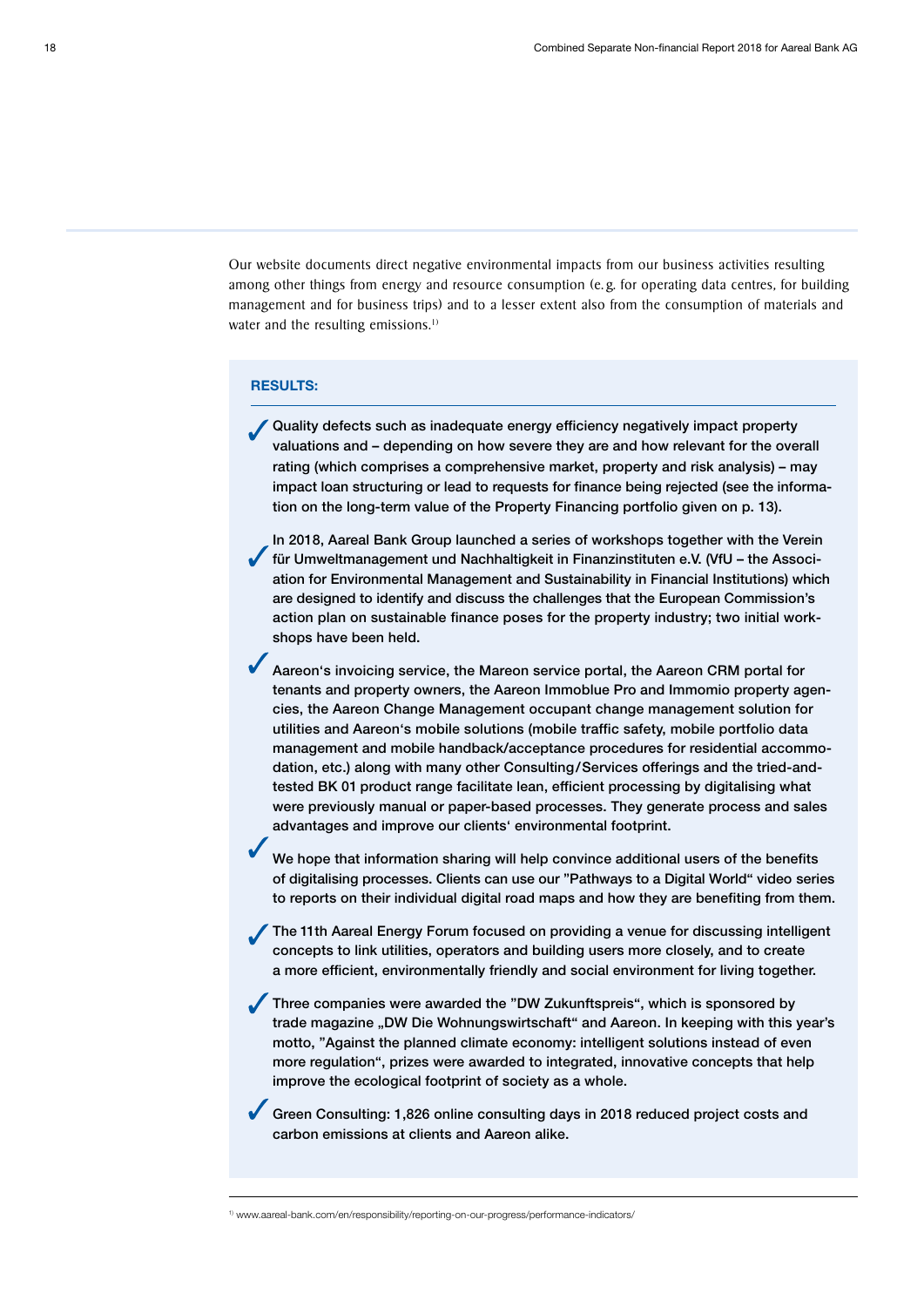Our website documents direct negative environmental impacts from our business activities resulting among other things from energy and resource consumption (e.g. for operating data centres, for building management and for business trips) and to a lesser extent also from the consumption of materials and water and the resulting emissions.[1]

**RESULTS:**

- ✓ Quality defects such as inadequate energy efficiency negatively impact property valuations and – depending on how severe they are and how relevant for the overall rating (which comprises a comprehensive market, property and risk analysis) – may impact loan structuring or lead to requests for finance being rejected (see the information on the long-term value of the Property Financing portfolio given on p. 13).
- ✓ In 2018, Aareal Bank Group launched a series of workshops together with the Verein für Umweltmanagement und Nachhaltigkeit in Finanzinstituten e.V. (VfU – the Association for Environmental Management and Sustainability in Financial Institutions) which are designed to identify and discuss the challenges that the European Commission's action plan on sustainable finance poses for the property industry; two initial workshops have been held.
- ✓ Aareon's invoicing service, the Mareon service portal, the Aareon CRM portal for tenants and property owners, the Aareon Immoblue Pro and Immomio property agencies, the Aareon Change Management occupant change management solution for utilities and Aareon's mobile solutions (mobile traffic safety, mobile portfolio data management and mobile handback/acceptance procedures for residential accommodation, etc.) along with many other Consulting/Services offerings and the tried-and-tested BK 01 product range facilitate lean, efficient processing by digitalising what were previously manual or paper-based processes. They generate process and sales advantages and improve our clients' environmental footprint.
- ✓ We hope that information sharing will help convince additional users of the benefits of digitalising processes. Clients can use our "Pathways to a Digital World" video series to reports on their individual digital road maps and how they are benefiting from them.
- ✓ The 11th Aareal Energy Forum focused on providing a venue for discussing intelligent concepts to link utilities, operators and building users more closely, and to create a more efficient, environmentally friendly and social environment for living together.
- ✓ Three companies were awarded the "DW Zukunftspreis", which is sponsored by trade magazine „DW Die Wohnungswirtschaft" and Aareon. In keeping with this year's motto, "Against the planned climate economy: intelligent solutions instead of even more regulation", prizes were awarded to integrated, innovative concepts that help improve the ecological footprint of society as a whole.
- ✓ Green Consulting: 1,826 online consulting days in 2018 reduced project costs and carbon emissions at clients and Aareon alike.

---

[1] www.aareal-bank.com/en/responsibility/reporting-on-our-progress/performance-indicators/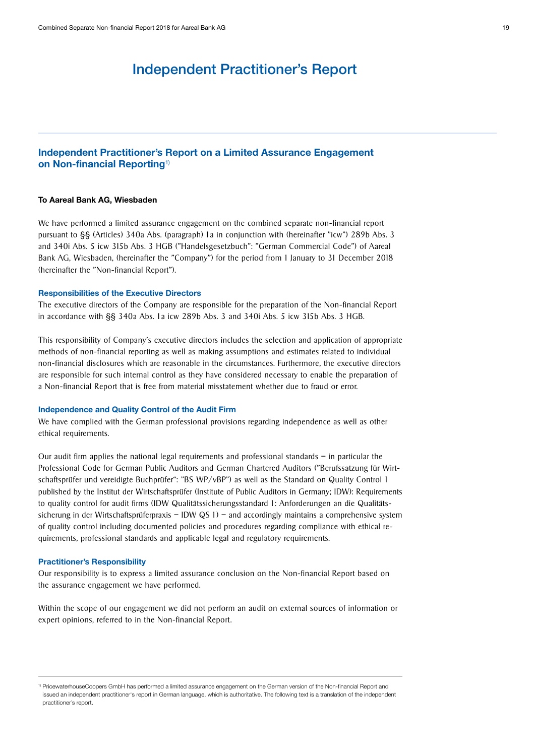# Independent Practitioner's Report

## Independent Practitioner's Report on a Limited Assurance Engagement on Non-financial Reporting[1)]

**To Aareal Bank AG, Wiesbaden**

We have performed a limited assurance engagement on the combined separate non-financial report pursuant to §§ (Articles) 340a Abs. (paragraph) 1a in conjunction with (hereinafter "icw") 289b Abs. 3 and 340i Abs. 5 icw 315b Abs. 3 HGB ("Handelsgesetzbuch": "German Commercial Code") of Aareal Bank AG, Wiesbaden, (hereinafter the "Company") for the period from 1 January to 31 December 2018 (hereinafter the "Non-financial Report").

### Responsibilities of the Executive Directors

The executive directors of the Company are responsible for the preparation of the Non-financial Report in accordance with §§ 340a Abs. 1a icw 289b Abs. 3 and 340i Abs. 5 icw 315b Abs. 3 HGB.

This responsibility of Company's executive directors includes the selection and application of appropriate methods of non-financial reporting as well as making assumptions and estimates related to individual non-financial disclosures which are reasonable in the circumstances. Furthermore, the executive directors are responsible for such internal control as they have considered necessary to enable the preparation of a Non-financial Report that is free from material misstatement whether due to fraud or error.

### Independence and Quality Control of the Audit Firm

We have complied with the German professional provisions regarding independence as well as other ethical requirements.

Our audit firm applies the national legal requirements and professional standards – in particular the Professional Code for German Public Auditors and German Chartered Auditors ("Berufssatzung für Wirtschaftsprüfer und vereidigte Buchprüfer": "BS WP/vBP") as well as the Standard on Quality Control 1 published by the Institut der Wirtschaftsprüfer (Institute of Public Auditors in Germany; IDW): Requirements to quality control for audit firms (IDW Qualitätssicherungsstandard 1: Anforderungen an die Qualitätssicherung in der Wirtschaftsprüferpraxis – IDW QS 1) – and accordingly maintains a comprehensive system of quality control including documented policies and procedures regarding compliance with ethical requirements, professional standards and applicable legal and regulatory requirements.

### Practitioner's Responsibility

Our responsibility is to express a limited assurance conclusion on the Non-financial Report based on the assurance engagement we have performed.

Within the scope of our engagement we did not perform an audit on external sources of information or expert opinions, referred to in the Non-financial Report.

---

1) PricewaterhouseCoopers GmbH has performed a limited assurance engagement on the German version of the Non-financial Report and issued an independent practitioner's report in German language, which is authoritative. The following text is a translation of the independent practitioner's report.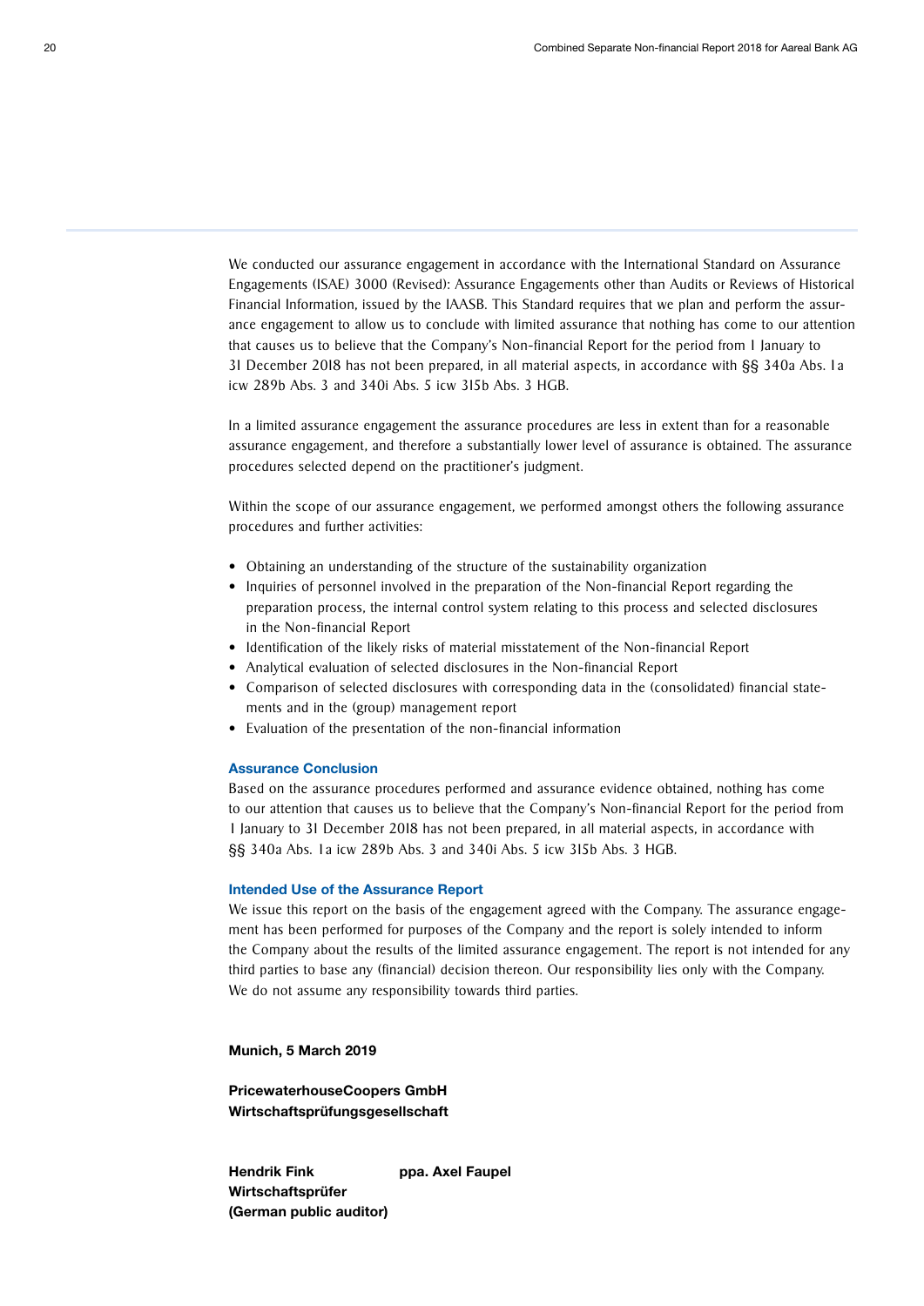We conducted our assurance engagement in accordance with the International Standard on Assurance Engagements (ISAE) 3000 (Revised): Assurance Engagements other than Audits or Reviews of Historical Financial Information, issued by the IAASB. This Standard requires that we plan and perform the assurance engagement to allow us to conclude with limited assurance that nothing has come to our attention that causes us to believe that the Company's Non-financial Report for the period from 1 January to 31 December 2018 has not been prepared, in all material aspects, in accordance with §§ 340a Abs. 1a icw 289b Abs. 3 and 340i Abs. 5 icw 315b Abs. 3 HGB.

In a limited assurance engagement the assurance procedures are less in extent than for a reasonable assurance engagement, and therefore a substantially lower level of assurance is obtained. The assurance procedures selected depend on the practitioner's judgment.

Within the scope of our assurance engagement, we performed amongst others the following assurance procedures and further activities:

- Obtaining an understanding of the structure of the sustainability organization
- Inquiries of personnel involved in the preparation of the Non-financial Report regarding the preparation process, the internal control system relating to this process and selected disclosures in the Non-financial Report
- Identification of the likely risks of material misstatement of the Non-financial Report
- Analytical evaluation of selected disclosures in the Non-financial Report
- Comparison of selected disclosures with corresponding data in the (consolidated) financial statements and in the (group) management report
- Evaluation of the presentation of the non-financial information

### Assurance Conclusion

Based on the assurance procedures performed and assurance evidence obtained, nothing has come to our attention that causes us to believe that the Company's Non-financial Report for the period from 1 January to 31 December 2018 has not been prepared, in all material aspects, in accordance with §§ 340a Abs. 1a icw 289b Abs. 3 and 340i Abs. 5 icw 315b Abs. 3 HGB.

### Intended Use of the Assurance Report

We issue this report on the basis of the engagement agreed with the Company. The assurance engagement has been performed for purposes of the Company and the report is solely intended to inform the Company about the results of the limited assurance engagement. The report is not intended for any third parties to base any (financial) decision thereon. Our responsibility lies only with the Company. We do not assume any responsibility towards third parties.

**Munich, 5 March 2019**

**PricewaterhouseCoopers GmbH**
**Wirtschaftsprüfungsgesellschaft**

**Hendrik Fink**
**Wirtschaftsprüfer**
**(German public auditor)**

**ppa. Axel Faupel**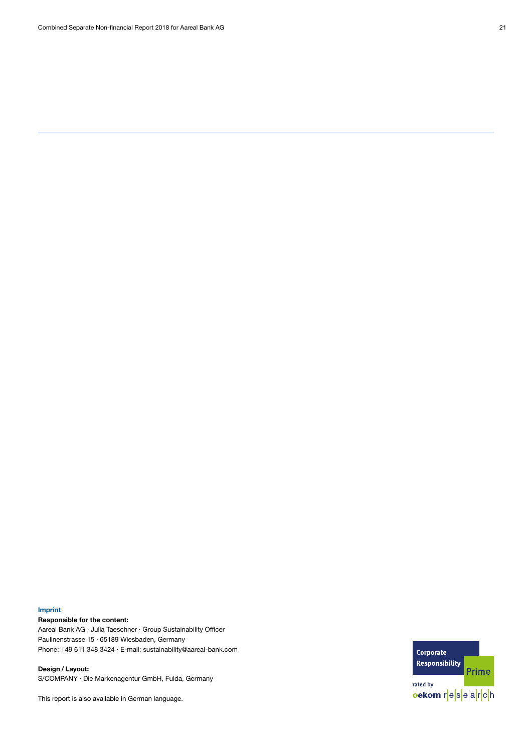**Imprint**

**Responsible for the content:**
Aareal Bank AG · Julia Taeschner · Group Sustainability Officer
Paulinenstrasse 15 · 65189 Wiesbaden, Germany
Phone: +49 611 348 3424 · E-mail: sustainability@aareal-bank.com

**Design / Layout:**
S/COMPANY · Die Markenagentur GmbH, Fulda, Germany

This report is also available in German language.

Corporate Responsibility Prime
rated by oekom research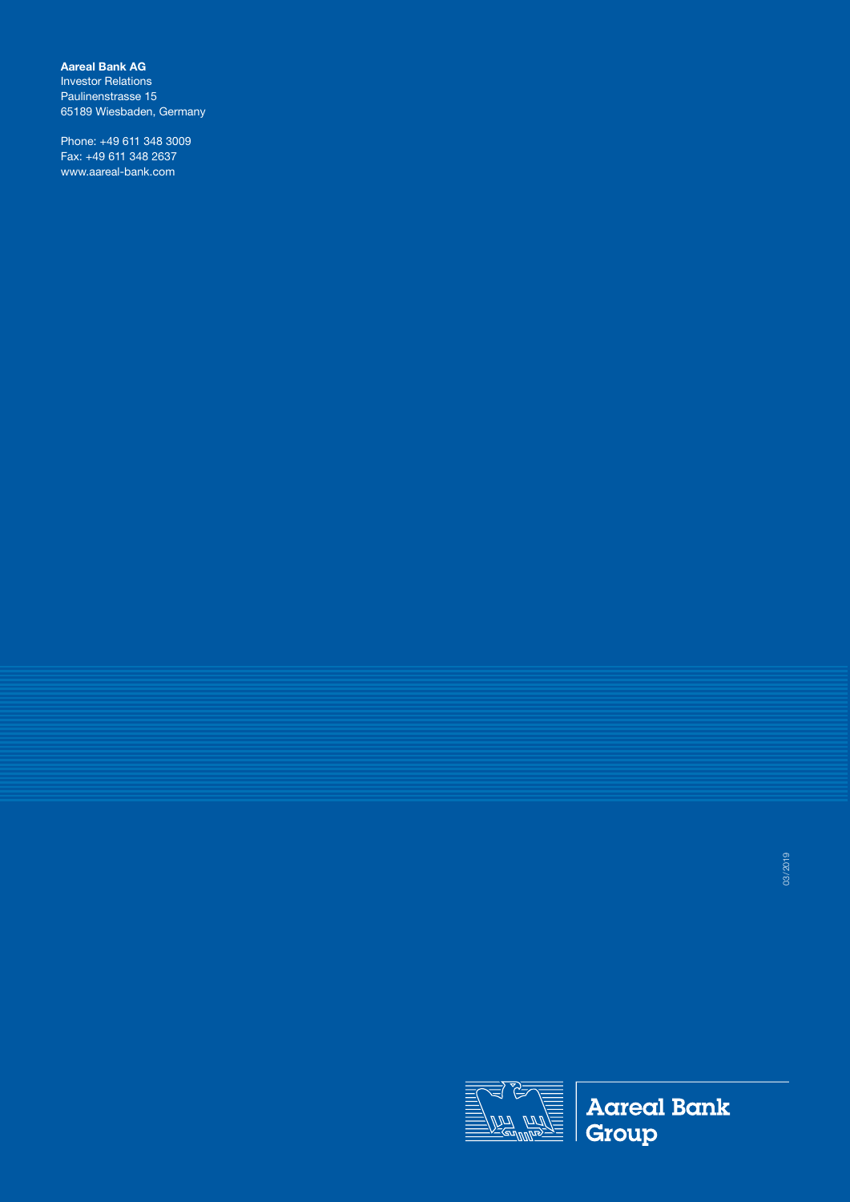**Aareal Bank AG**
Investor Relations
Paulinenstrasse 15
65189 Wiesbaden, Germany

Phone: +49 611 348 3009
Fax: +49 611 348 2637
www.aareal-bank.com

03/2019

Aareal Bank Group